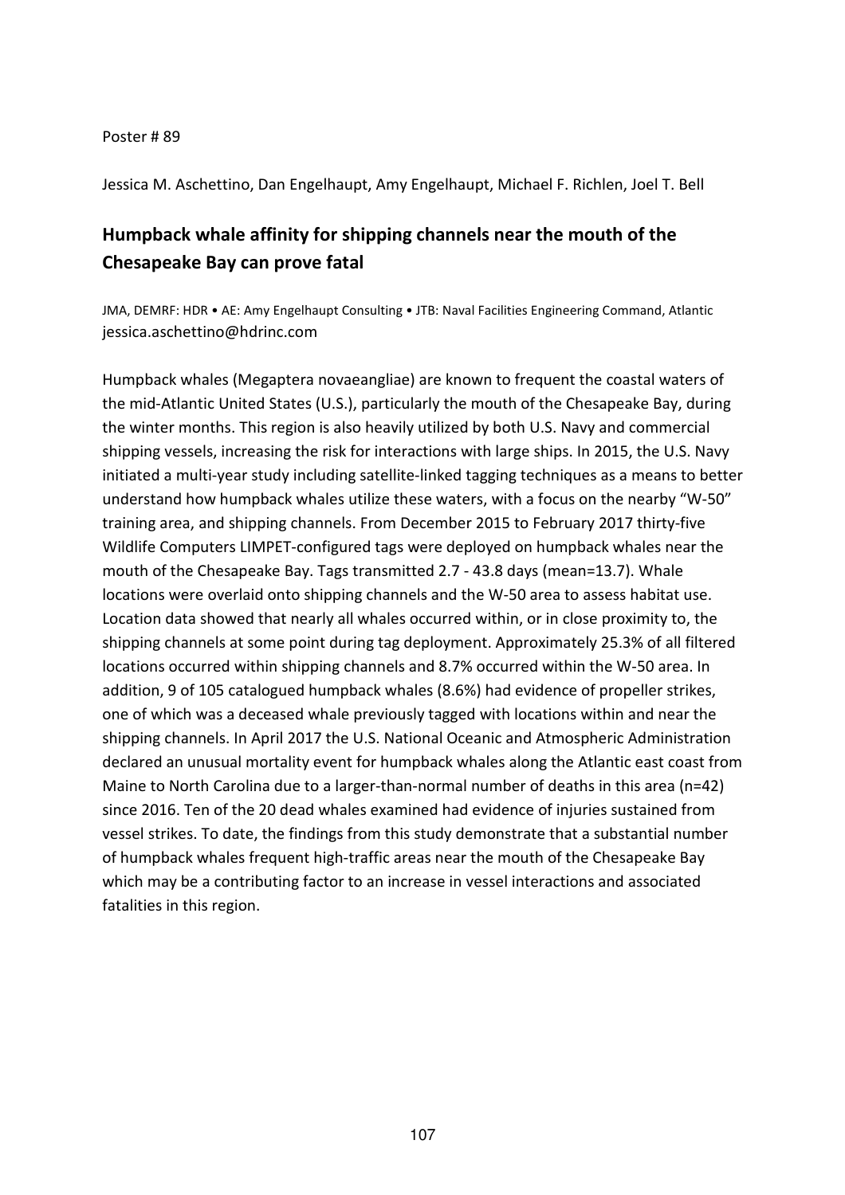Poster # 89

Jessica M. Aschettino, Dan Engelhaupt, Amy Engelhaupt, Michael F. Richlen, Joel T. Bell

## Humpback whale affinity for shipping channels near the mouth of the Chesapeake Bay can prove fatal

JMA, DEMRF: HDR • AE: Amy Engelhaupt Consulting • JTB: Naval Facilities Engineering Command, Atlantic
jessica.aschettino@hdrinc.com

Humpback whales (Megaptera novaeangliae) are known to frequent the coastal waters of the mid-Atlantic United States (U.S.), particularly the mouth of the Chesapeake Bay, during the winter months. This region is also heavily utilized by both U.S. Navy and commercial shipping vessels, increasing the risk for interactions with large ships. In 2015, the U.S. Navy initiated a multi-year study including satellite-linked tagging techniques as a means to better understand how humpback whales utilize these waters, with a focus on the nearby "W-50" training area, and shipping channels. From December 2015 to February 2017 thirty-five Wildlife Computers LIMPET-configured tags were deployed on humpback whales near the mouth of the Chesapeake Bay. Tags transmitted 2.7 - 43.8 days (mean=13.7). Whale locations were overlaid onto shipping channels and the W-50 area to assess habitat use. Location data showed that nearly all whales occurred within, or in close proximity to, the shipping channels at some point during tag deployment. Approximately 25.3% of all filtered locations occurred within shipping channels and 8.7% occurred within the W-50 area. In addition, 9 of 105 catalogued humpback whales (8.6%) had evidence of propeller strikes, one of which was a deceased whale previously tagged with locations within and near the shipping channels. In April 2017 the U.S. National Oceanic and Atmospheric Administration declared an unusual mortality event for humpback whales along the Atlantic east coast from Maine to North Carolina due to a larger-than-normal number of deaths in this area (n=42) since 2016. Ten of the 20 dead whales examined had evidence of injuries sustained from vessel strikes. To date, the findings from this study demonstrate that a substantial number of humpback whales frequent high-traffic areas near the mouth of the Chesapeake Bay which may be a contributing factor to an increase in vessel interactions and associated fatalities in this region.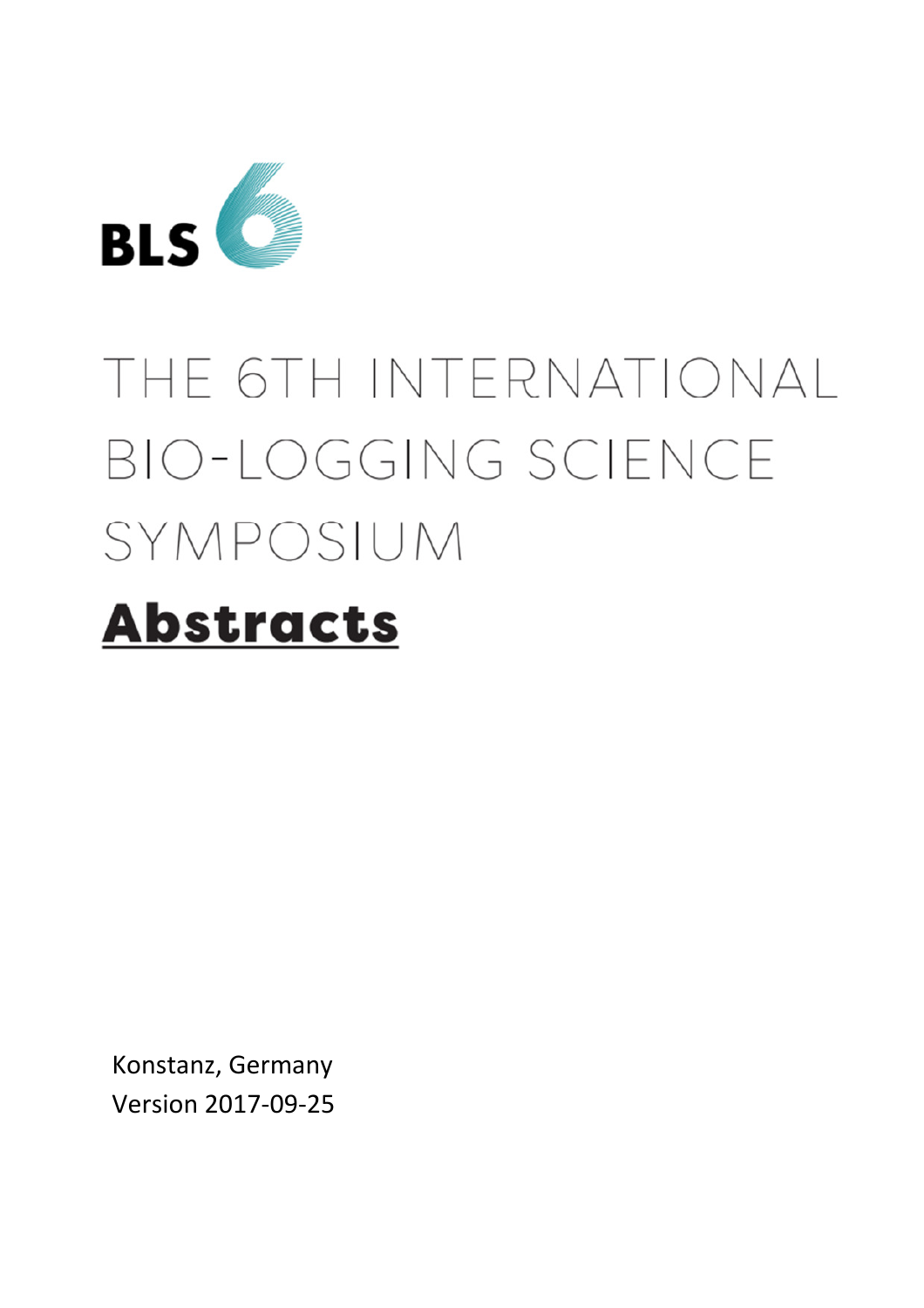BLS 6

# THE 6TH INTERNATIONAL BIO-LOGGING SCIENCE SYMPOSIUM

## Abstracts

Konstanz, Germany
Version 2017-09-25